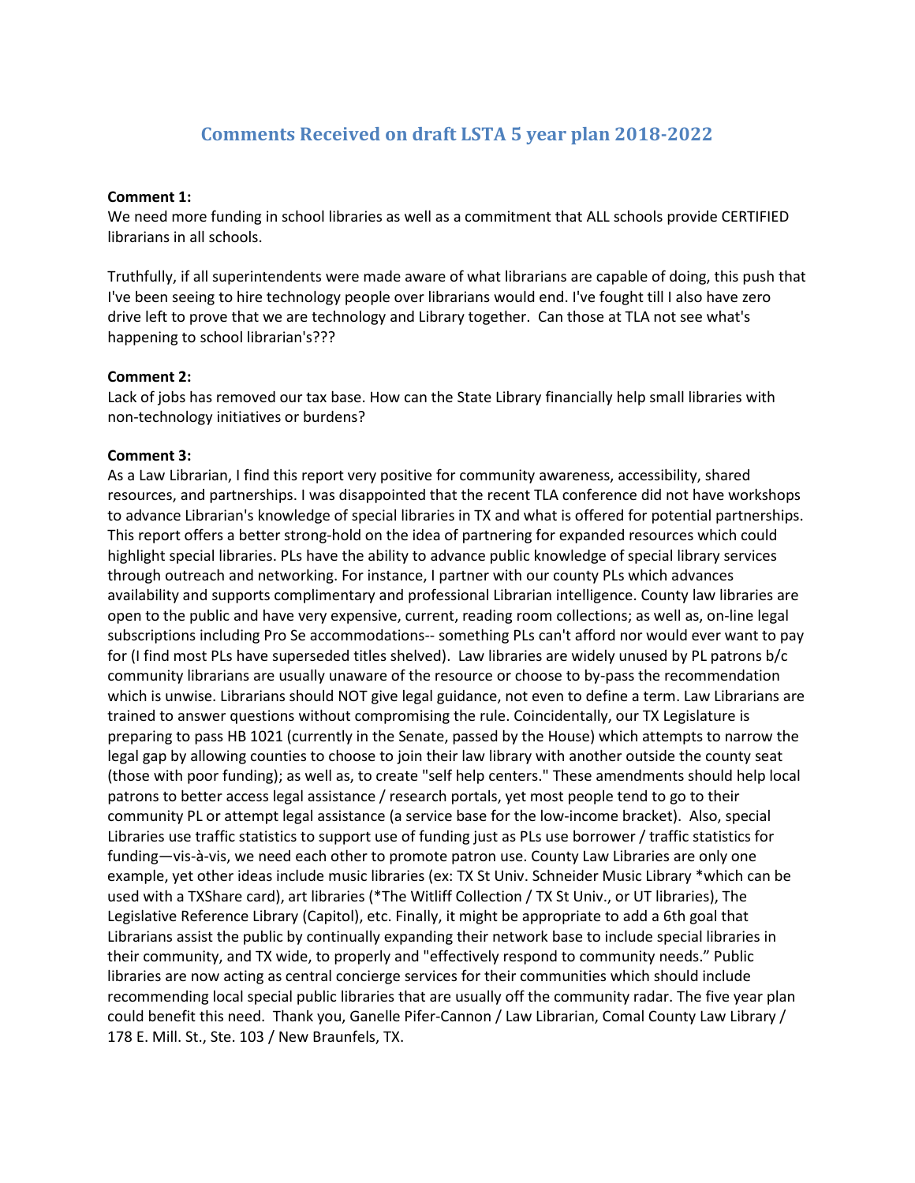# Comments Received on draft LSTA 5 year plan 2018-2022

**Comment 1:**
We need more funding in school libraries as well as a commitment that ALL schools provide CERTIFIED librarians in all schools.

Truthfully, if all superintendents were made aware of what librarians are capable of doing, this push that I've been seeing to hire technology people over librarians would end. I've fought till I also have zero drive left to prove that we are technology and Library together. Can those at TLA not see what's happening to school librarian's???

**Comment 2:**
Lack of jobs has removed our tax base. How can the State Library financially help small libraries with non-technology initiatives or burdens?

**Comment 3:**
As a Law Librarian, I find this report very positive for community awareness, accessibility, shared resources, and partnerships. I was disappointed that the recent TLA conference did not have workshops to advance Librarian's knowledge of special libraries in TX and what is offered for potential partnerships. This report offers a better strong-hold on the idea of partnering for expanded resources which could highlight special libraries. PLs have the ability to advance public knowledge of special library services through outreach and networking. For instance, I partner with our county PLs which advances availability and supports complimentary and professional Librarian intelligence. County law libraries are open to the public and have very expensive, current, reading room collections; as well as, on-line legal subscriptions including Pro Se accommodations-- something PLs can't afford nor would ever want to pay for (I find most PLs have superseded titles shelved). Law libraries are widely unused by PL patrons b/c community librarians are usually unaware of the resource or choose to by-pass the recommendation which is unwise. Librarians should NOT give legal guidance, not even to define a term. Law Librarians are trained to answer questions without compromising the rule. Coincidentally, our TX Legislature is preparing to pass HB 1021 (currently in the Senate, passed by the House) which attempts to narrow the legal gap by allowing counties to choose to join their law library with another outside the county seat (those with poor funding); as well as, to create "self help centers." These amendments should help local patrons to better access legal assistance / research portals, yet most people tend to go to their community PL or attempt legal assistance (a service base for the low-income bracket). Also, special Libraries use traffic statistics to support use of funding just as PLs use borrower / traffic statistics for funding—vis-à-vis, we need each other to promote patron use. County Law Libraries are only one example, yet other ideas include music libraries (ex: TX St Univ. Schneider Music Library *which can be used with a TXShare card), art libraries (*The Witliff Collection / TX St Univ., or UT libraries), The Legislative Reference Library (Capitol), etc. Finally, it might be appropriate to add a 6th goal that Librarians assist the public by continually expanding their network base to include special libraries in their community, and TX wide, to properly and "effectively respond to community needs." Public libraries are now acting as central concierge services for their communities which should include recommending local special public libraries that are usually off the community radar. The five year plan could benefit this need. Thank you, Ganelle Pifer-Cannon / Law Librarian, Comal County Law Library / 178 E. Mill. St., Ste. 103 / New Braunfels, TX.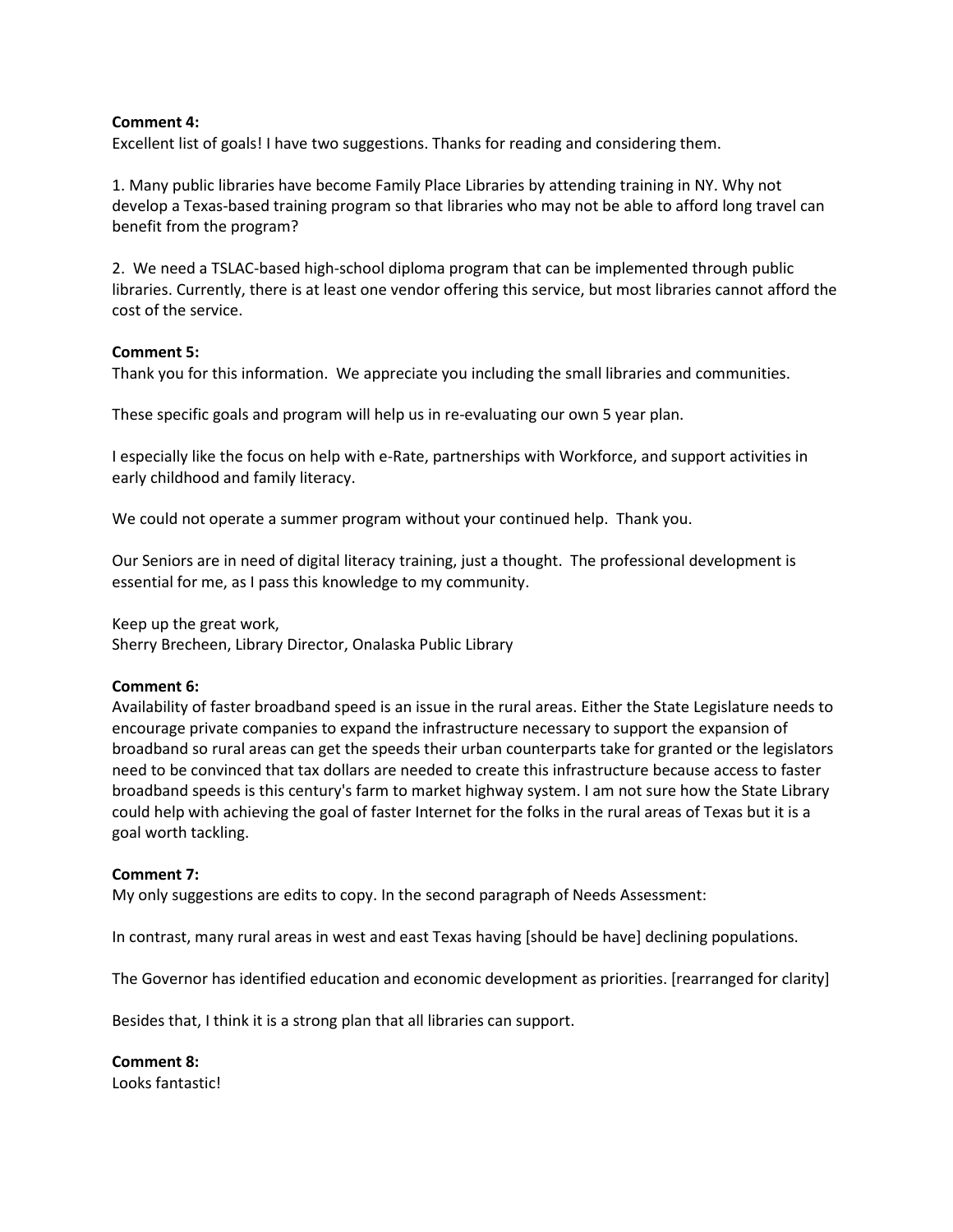**Comment 4:**
Excellent list of goals! I have two suggestions. Thanks for reading and considering them.

1. Many public libraries have become Family Place Libraries by attending training in NY. Why not develop a Texas-based training program so that libraries who may not be able to afford long travel can benefit from the program?

2. We need a TSLAC-based high-school diploma program that can be implemented through public libraries. Currently, there is at least one vendor offering this service, but most libraries cannot afford the cost of the service.

**Comment 5:**
Thank you for this information. We appreciate you including the small libraries and communities.

These specific goals and program will help us in re-evaluating our own 5 year plan.

I especially like the focus on help with e-Rate, partnerships with Workforce, and support activities in early childhood and family literacy.

We could not operate a summer program without your continued help. Thank you.

Our Seniors are in need of digital literacy training, just a thought. The professional development is essential for me, as I pass this knowledge to my community.

Keep up the great work,
Sherry Brecheen, Library Director, Onalaska Public Library

**Comment 6:**
Availability of faster broadband speed is an issue in the rural areas. Either the State Legislature needs to encourage private companies to expand the infrastructure necessary to support the expansion of broadband so rural areas can get the speeds their urban counterparts take for granted or the legislators need to be convinced that tax dollars are needed to create this infrastructure because access to faster broadband speeds is this century's farm to market highway system. I am not sure how the State Library could help with achieving the goal of faster Internet for the folks in the rural areas of Texas but it is a goal worth tackling.

**Comment 7:**
My only suggestions are edits to copy. In the second paragraph of Needs Assessment:

In contrast, many rural areas in west and east Texas having [should be have] declining populations.

The Governor has identified education and economic development as priorities. [rearranged for clarity]

Besides that, I think it is a strong plan that all libraries can support.

**Comment 8:**
Looks fantastic!